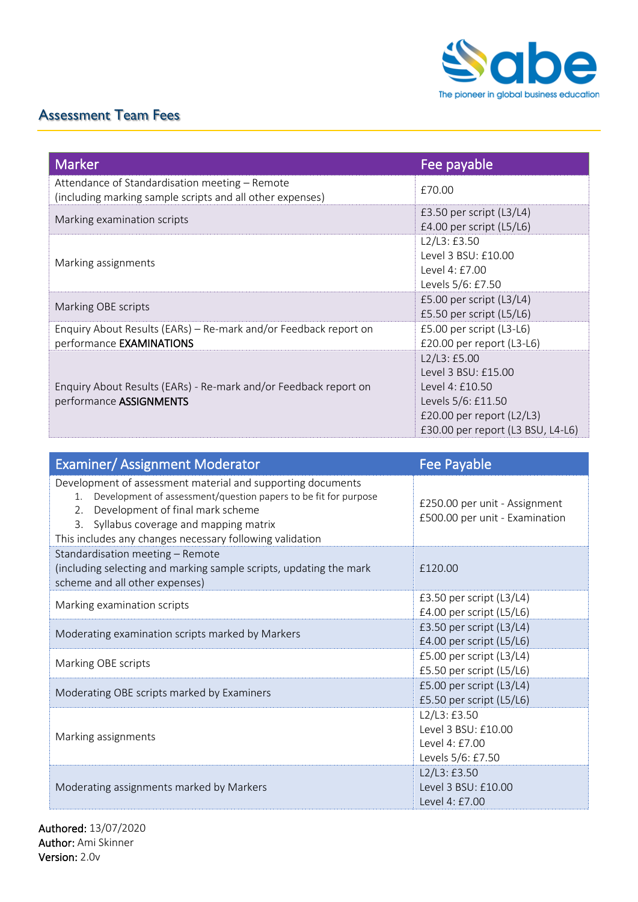## Assessment Team Fees

| Marker | Fee payable |
|---|---|
| Attendance of Standardisation meeting – Remote<br>(including marking sample scripts and all other expenses) | £70.00 |
| Marking examination scripts | £3.50 per script (L3/L4)<br>£4.00 per script (L5/L6) |
| Marking assignments | L2/L3: £3.50<br>Level 3 BSU: £10.00<br>Level 4: £7.00<br>Levels 5/6: £7.50 |
| Marking OBE scripts | £5.00 per script (L3/L4)<br>£5.50 per script (L5/L6) |
| Enquiry About Results (EARs) – Re-mark and/or Feedback report on performance **EXAMINATIONS** | £5.00 per script (L3-L6)<br>£20.00 per report (L3-L6) |
| Enquiry About Results (EARs) - Re-mark and/or Feedback report on performance **ASSIGNMENTS** | L2/L3: £5.00<br>Level 3 BSU: £15.00<br>Level 4: £10.50<br>Levels 5/6: £11.50<br>£20.00 per report (L2/L3)<br>£30.00 per report (L3 BSU, L4-L6) |

| Examiner/ Assignment Moderator | Fee Payable |
|---|---|
| Development of assessment material and supporting documents<br>1. Development of assessment/question papers to be fit for purpose<br>2. Development of final mark scheme<br>3. Syllabus coverage and mapping matrix<br>This includes any changes necessary following validation | £250.00 per unit - Assignment<br>£500.00 per unit - Examination |
| Standardisation meeting – Remote<br>(including selecting and marking sample scripts, updating the mark scheme and all other expenses) | £120.00 |
| Marking examination scripts | £3.50 per script (L3/L4)<br>£4.00 per script (L5/L6) |
| Moderating examination scripts marked by Markers | £3.50 per script (L3/L4)<br>£4.00 per script (L5/L6) |
| Marking OBE scripts | £5.00 per script (L3/L4)<br>£5.50 per script (L5/L6) |
| Moderating OBE scripts marked by Examiners | £5.00 per script (L3/L4)<br>£5.50 per script (L5/L6) |
| Marking assignments | L2/L3: £3.50<br>Level 3 BSU: £10.00<br>Level 4: £7.00<br>Levels 5/6: £7.50 |
| Moderating assignments marked by Markers | L2/L3: £3.50<br>Level 3 BSU: £10.00<br>Level 4: £7.00 |

**Authored:** 13/07/2020
**Author:** Ami Skinner
**Version:** 2.0v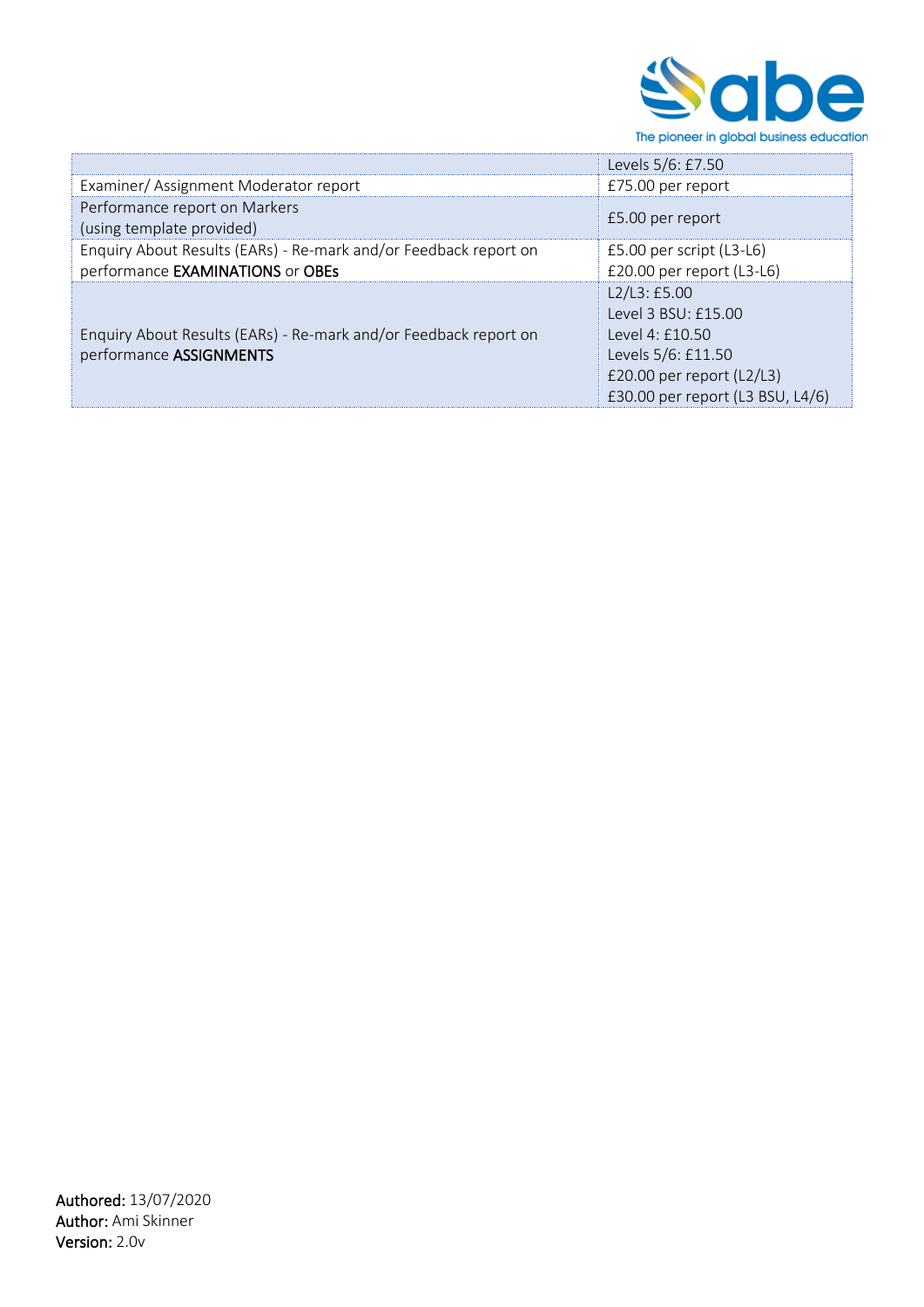| | |
|---|---|
| | Levels 5/6: £7.50 |
| Examiner/ Assignment Moderator report | £75.00 per report |
| Performance report on Markers<br>(using template provided) | £5.00 per report |
| Enquiry About Results (EARs) - Re-mark and/or Feedback report on performance **EXAMINATIONS** or **OBEs** | £5.00 per script (L3-L6)<br>£20.00 per report (L3-L6) |
| Enquiry About Results (EARs) - Re-mark and/or Feedback report on performance **ASSIGNMENTS** | L2/L3: £5.00<br>Level 3 BSU: £15.00<br>Level 4: £10.50<br>Levels 5/6: £11.50<br>£20.00 per report (L2/L3)<br>£30.00 per report (L3 BSU, L4/6) |

**Authored:** 13/07/2020
**Author:** Ami Skinner
**Version:** 2.0v